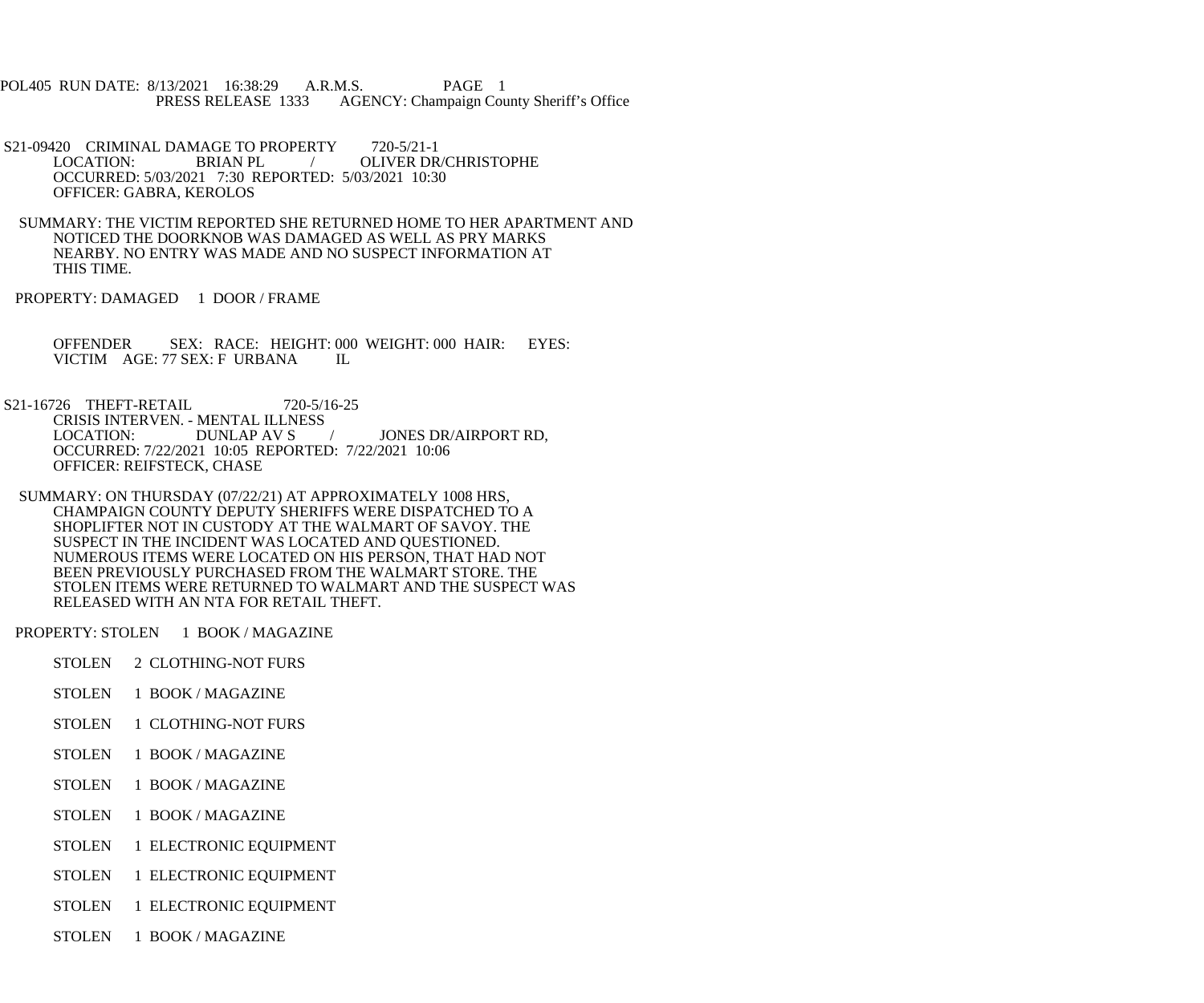POL405 RUN DATE: 8/13/2021 16:38:29 A.R.M.S. PAGE 1
PRESS RELEASE 1333 AGENCY: Champaign County Sheriff's Office

S21-09420 CRIMINAL DAMAGE TO PROPERTY 720-5/21-1
LOCATION: BRIAN PL / OLIVER DR/CHRISTOPHE
OCCURRED: 5/03/2021 7:30 REPORTED: 5/03/2021 10:30
OFFICER: GABRA, KEROLOS

SUMMARY: THE VICTIM REPORTED SHE RETURNED HOME TO HER APARTMENT AND NOTICED THE DOORKNOB WAS DAMAGED AS WELL AS PRY MARKS NEARBY. NO ENTRY WAS MADE AND NO SUSPECT INFORMATION AT THIS TIME.

PROPERTY: DAMAGED 1 DOOR / FRAME

OFFENDER SEX: RACE: HEIGHT: 000 WEIGHT: 000 HAIR: EYES:
VICTIM AGE: 77 SEX: F URBANA IL

S21-16726 THEFT-RETAIL 720-5/16-25
CRISIS INTERVEN. - MENTAL ILLNESS
LOCATION: DUNLAP AV S / JONES DR/AIRPORT RD,
OCCURRED: 7/22/2021 10:05 REPORTED: 7/22/2021 10:06
OFFICER: REIFSTECK, CHASE

SUMMARY: ON THURSDAY (07/22/21) AT APPROXIMATELY 1008 HRS, CHAMPAIGN COUNTY DEPUTY SHERIFFS WERE DISPATCHED TO A SHOPLIFTER NOT IN CUSTODY AT THE WALMART OF SAVOY. THE SUSPECT IN THE INCIDENT WAS LOCATED AND QUESTIONED. NUMEROUS ITEMS WERE LOCATED ON HIS PERSON, THAT HAD NOT BEEN PREVIOUSLY PURCHASED FROM THE WALMART STORE. THE STOLEN ITEMS WERE RETURNED TO WALMART AND THE SUSPECT WAS RELEASED WITH AN NTA FOR RETAIL THEFT.

PROPERTY: STOLEN 1 BOOK / MAGAZINE

STOLEN 2 CLOTHING-NOT FURS

STOLEN 1 BOOK / MAGAZINE

STOLEN 1 CLOTHING-NOT FURS

STOLEN 1 BOOK / MAGAZINE

STOLEN 1 BOOK / MAGAZINE

STOLEN 1 BOOK / MAGAZINE

STOLEN 1 ELECTRONIC EQUIPMENT

STOLEN 1 ELECTRONIC EQUIPMENT

STOLEN 1 ELECTRONIC EQUIPMENT

STOLEN 1 BOOK / MAGAZINE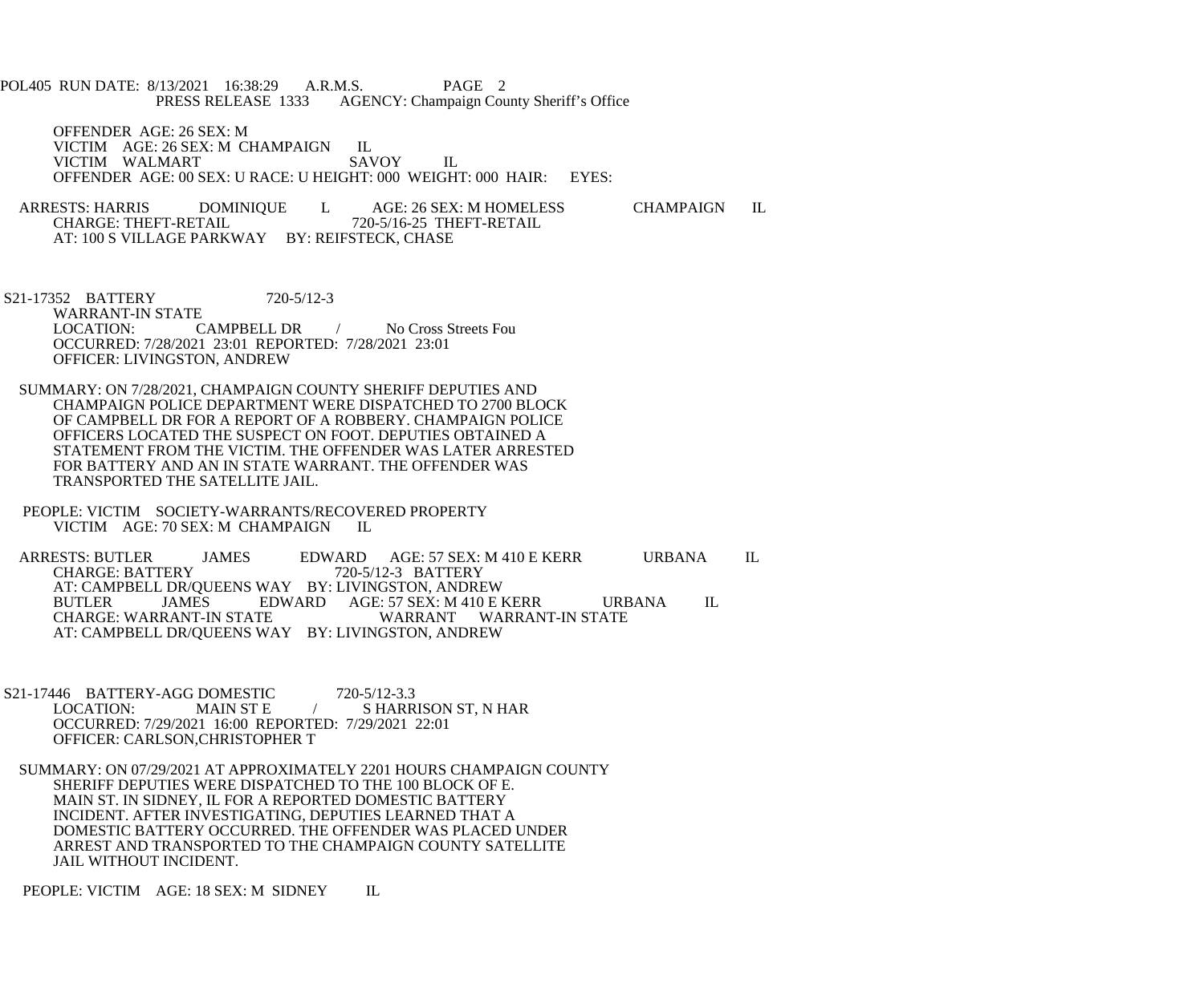OFFENDER AGE: 26 SEX: M
VICTIM AGE: 26 SEX: M CHAMPAIGN IL
VICTIM WALMART SAVOY IL
OFFENDER AGE: 00 SEX: U RACE: U HEIGHT: 000 WEIGHT: 000 HAIR: EYES:

ARRESTS: HARRIS DOMINIQUE L AGE: 26 SEX: M HOMELESS CHAMPAIGN IL
CHARGE: THEFT-RETAIL 720-5/16-25 THEFT-RETAIL
AT: 100 S VILLAGE PARKWAY BY: REIFSTECK, CHASE

S21-17352 BATTERY 720-5/12-3
WARRANT-IN STATE
LOCATION: CAMPBELL DR / No Cross Streets Fou
OCCURRED: 7/28/2021 23:01 REPORTED: 7/28/2021 23:01
OFFICER: LIVINGSTON, ANDREW

SUMMARY: ON 7/28/2021, CHAMPAIGN COUNTY SHERIFF DEPUTIES AND CHAMPAIGN POLICE DEPARTMENT WERE DISPATCHED TO 2700 BLOCK OF CAMPBELL DR FOR A REPORT OF A ROBBERY. CHAMPAIGN POLICE OFFICERS LOCATED THE SUSPECT ON FOOT. DEPUTIES OBTAINED A STATEMENT FROM THE VICTIM. THE OFFENDER WAS LATER ARRESTED FOR BATTERY AND AN IN STATE WARRANT. THE OFFENDER WAS TRANSPORTED THE SATELLITE JAIL.

PEOPLE: VICTIM SOCIETY-WARRANTS/RECOVERED PROPERTY
VICTIM AGE: 70 SEX: M CHAMPAIGN IL

ARRESTS: BUTLER JAMES EDWARD AGE: 57 SEX: M 410 E KERR URBANA IL
CHARGE: BATTERY 720-5/12-3 BATTERY
AT: CAMPBELL DR/QUEENS WAY BY: LIVINGSTON, ANDREW
BUTLER JAMES EDWARD AGE: 57 SEX: M 410 E KERR URBANA IL
CHARGE: WARRANT-IN STATE WARRANT WARRANT-IN STATE
AT: CAMPBELL DR/QUEENS WAY BY: LIVINGSTON, ANDREW

S21-17446 BATTERY-AGG DOMESTIC 720-5/12-3.3
LOCATION: MAIN ST E / S HARRISON ST, N HAR
OCCURRED: 7/29/2021 16:00 REPORTED: 7/29/2021 22:01
OFFICER: CARLSON,CHRISTOPHER T

SUMMARY: ON 07/29/2021 AT APPROXIMATELY 2201 HOURS CHAMPAIGN COUNTY SHERIFF DEPUTIES WERE DISPATCHED TO THE 100 BLOCK OF E. MAIN ST. IN SIDNEY, IL FOR A REPORTED DOMESTIC BATTERY INCIDENT. AFTER INVESTIGATING, DEPUTIES LEARNED THAT A DOMESTIC BATTERY OCCURRED. THE OFFENDER WAS PLACED UNDER ARREST AND TRANSPORTED TO THE CHAMPAIGN COUNTY SATELLITE JAIL WITHOUT INCIDENT.

PEOPLE: VICTIM AGE: 18 SEX: M SIDNEY IL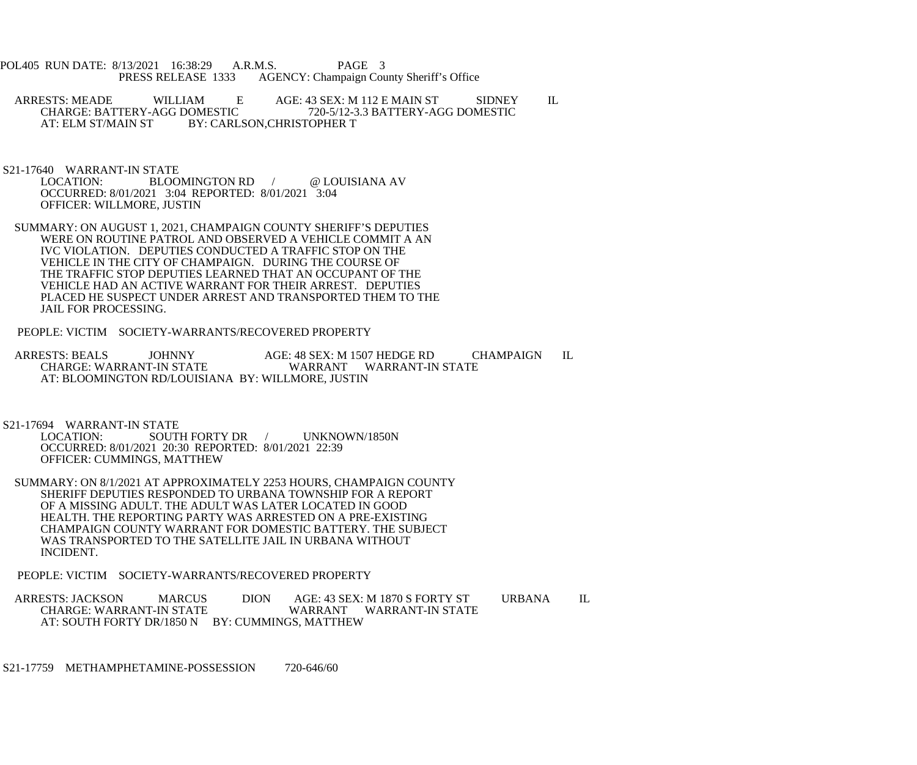ARRESTS: MEADE WILLIAM E AGE: 43 SEX: M 112 E MAIN ST SIDNEY IL
CHARGE: BATTERY-AGG DOMESTIC 720-5/12-3.3 BATTERY-AGG DOMESTIC
AT: ELM ST/MAIN ST BY: CARLSON,CHRISTOPHER T

S21-17640 WARRANT-IN STATE
LOCATION: BLOOMINGTON RD / @ LOUISIANA AV
OCCURRED: 8/01/2021 3:04 REPORTED: 8/01/2021 3:04
OFFICER: WILLMORE, JUSTIN

SUMMARY: ON AUGUST 1, 2021, CHAMPAIGN COUNTY SHERIFF'S DEPUTIES WERE ON ROUTINE PATROL AND OBSERVED A VEHICLE COMMIT A AN IVC VIOLATION. DEPUTIES CONDUCTED A TRAFFIC STOP ON THE VEHICLE IN THE CITY OF CHAMPAIGN. DURING THE COURSE OF THE TRAFFIC STOP DEPUTIES LEARNED THAT AN OCCUPANT OF THE VEHICLE HAD AN ACTIVE WARRANT FOR THEIR ARREST. DEPUTIES PLACED HE SUSPECT UNDER ARREST AND TRANSPORTED THEM TO THE JAIL FOR PROCESSING.

PEOPLE: VICTIM SOCIETY-WARRANTS/RECOVERED PROPERTY

ARRESTS: BEALS JOHNNY AGE: 48 SEX: M 1507 HEDGE RD CHAMPAIGN IL
CHARGE: WARRANT-IN STATE WARRANT WARRANT-IN STATE
AT: BLOOMINGTON RD/LOUISIANA BY: WILLMORE, JUSTIN

S21-17694 WARRANT-IN STATE
LOCATION: SOUTH FORTY DR / UNKNOWN/1850N
OCCURRED: 8/01/2021 20:30 REPORTED: 8/01/2021 22:39
OFFICER: CUMMINGS, MATTHEW

SUMMARY: ON 8/1/2021 AT APPROXIMATELY 2253 HOURS, CHAMPAIGN COUNTY SHERIFF DEPUTIES RESPONDED TO URBANA TOWNSHIP FOR A REPORT OF A MISSING ADULT. THE ADULT WAS LATER LOCATED IN GOOD HEALTH. THE REPORTING PARTY WAS ARRESTED ON A PRE-EXISTING CHAMPAIGN COUNTY WARRANT FOR DOMESTIC BATTERY. THE SUBJECT WAS TRANSPORTED TO THE SATELLITE JAIL IN URBANA WITHOUT INCIDENT.

PEOPLE: VICTIM SOCIETY-WARRANTS/RECOVERED PROPERTY

ARRESTS: JACKSON MARCUS DION AGE: 43 SEX: M 1870 S FORTY ST URBANA IL
CHARGE: WARRANT-IN STATE WARRANT WARRANT-IN STATE
AT: SOUTH FORTY DR/1850 N BY: CUMMINGS, MATTHEW

S21-17759 METHAMPHETAMINE-POSSESSION 720-646/60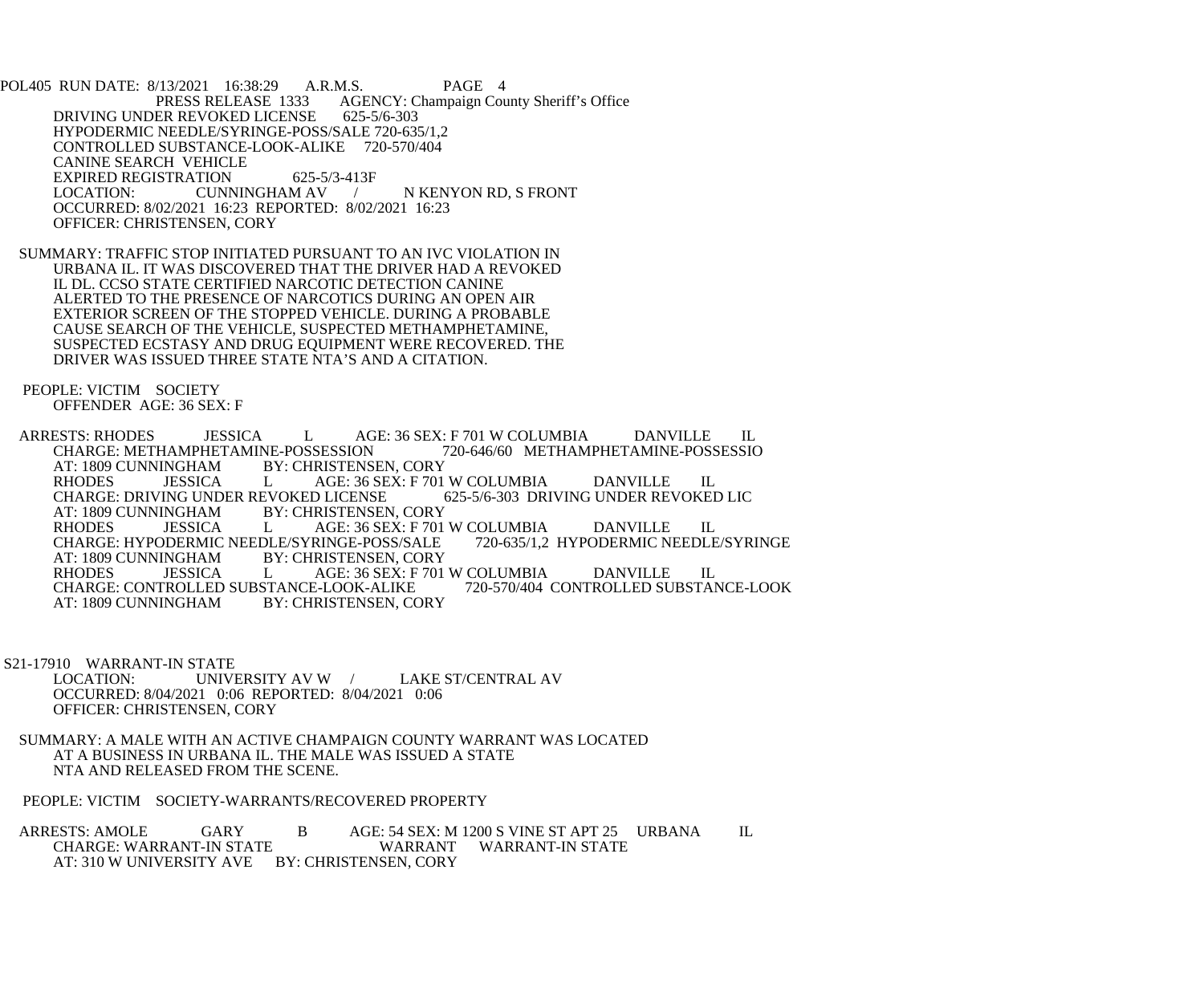POL405 RUN DATE: 8/13/2021 16:38:29 A.R.M.S. PAGE 4
PRESS RELEASE 1333 AGENCY: Champaign County Sheriff's Office

DRIVING UNDER REVOKED LICENSE 625-5/6-303
HYPODERMIC NEEDLE/SYRINGE-POSS/SALE 720-635/1,2
CONTROLLED SUBSTANCE-LOOK-ALIKE 720-570/404
CANINE SEARCH VEHICLE
EXPIRED REGISTRATION 625-5/3-413F
LOCATION: CUNNINGHAM AV / N KENYON RD, S FRONT
OCCURRED: 8/02/2021 16:23 REPORTED: 8/02/2021 16:23
OFFICER: CHRISTENSEN, CORY

SUMMARY: TRAFFIC STOP INITIATED PURSUANT TO AN IVC VIOLATION IN URBANA IL. IT WAS DISCOVERED THAT THE DRIVER HAD A REVOKED IL DL. CCSO STATE CERTIFIED NARCOTIC DETECTION CANINE ALERTED TO THE PRESENCE OF NARCOTICS DURING AN OPEN AIR EXTERIOR SCREEN OF THE STOPPED VEHICLE. DURING A PROBABLE CAUSE SEARCH OF THE VEHICLE, SUSPECTED METHAMPHETAMINE, SUSPECTED ECSTASY AND DRUG EQUIPMENT WERE RECOVERED. THE DRIVER WAS ISSUED THREE STATE NTA'S AND A CITATION.

PEOPLE: VICTIM SOCIETY
OFFENDER AGE: 36 SEX: F

ARRESTS: RHODES JESSICA L AGE: 36 SEX: F 701 W COLUMBIA DANVILLE IL
CHARGE: METHAMPHETAMINE-POSSESSION 720-646/60 METHAMPHETAMINE-POSSESSIO
AT: 1809 CUNNINGHAM BY: CHRISTENSEN, CORY
RHODES JESSICA L AGE: 36 SEX: F 701 W COLUMBIA DANVILLE IL
CHARGE: DRIVING UNDER REVOKED LICENSE 625-5/6-303 DRIVING UNDER REVOKED LIC
AT: 1809 CUNNINGHAM BY: CHRISTENSEN, CORY
RHODES JESSICA L AGE: 36 SEX: F 701 W COLUMBIA DANVILLE IL
CHARGE: HYPODERMIC NEEDLE/SYRINGE-POSS/SALE 720-635/1,2 HYPODERMIC NEEDLE/SYRINGE
AT: 1809 CUNNINGHAM BY: CHRISTENSEN, CORY
RHODES JESSICA L AGE: 36 SEX: F 701 W COLUMBIA DANVILLE IL
CHARGE: CONTROLLED SUBSTANCE-LOOK-ALIKE 720-570/404 CONTROLLED SUBSTANCE-LOOK
AT: 1809 CUNNINGHAM BY: CHRISTENSEN, CORY

S21-17910 WARRANT-IN STATE
LOCATION: UNIVERSITY AV W / LAKE ST/CENTRAL AV
OCCURRED: 8/04/2021 0:06 REPORTED: 8/04/2021 0:06
OFFICER: CHRISTENSEN, CORY

SUMMARY: A MALE WITH AN ACTIVE CHAMPAIGN COUNTY WARRANT WAS LOCATED AT A BUSINESS IN URBANA IL. THE MALE WAS ISSUED A STATE NTA AND RELEASED FROM THE SCENE.

PEOPLE: VICTIM SOCIETY-WARRANTS/RECOVERED PROPERTY

ARRESTS: AMOLE GARY B AGE: 54 SEX: M 1200 S VINE ST APT 25 URBANA IL
CHARGE: WARRANT-IN STATE WARRANT WARRANT-IN STATE
AT: 310 W UNIVERSITY AVE BY: CHRISTENSEN, CORY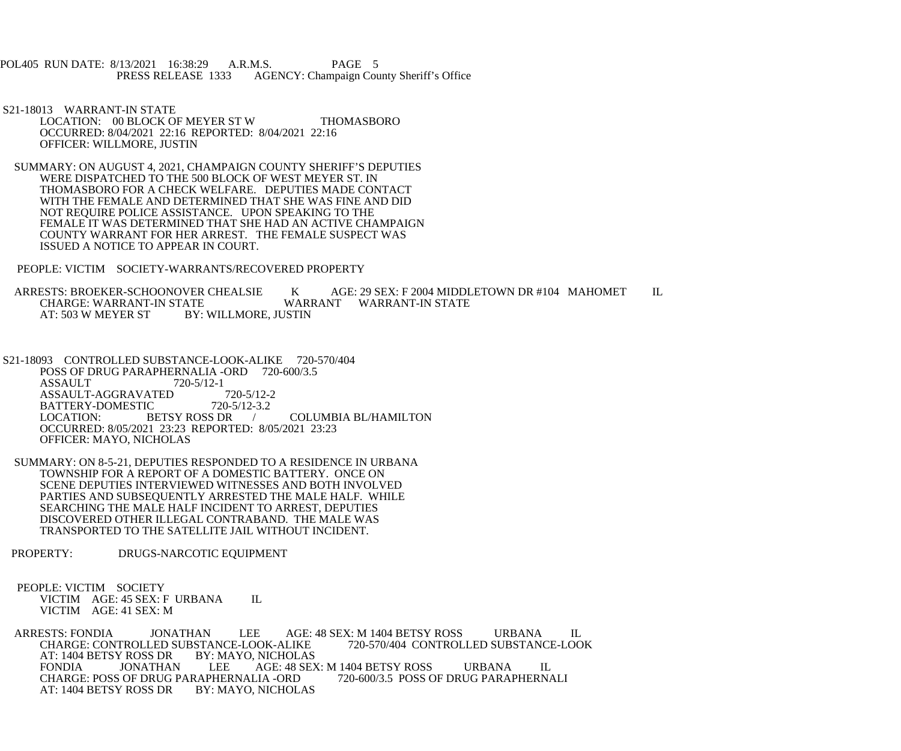S21-18013 WARRANT-IN STATE
LOCATION: 00 BLOCK OF MEYER ST W THOMASBORO
OCCURRED: 8/04/2021 22:16 REPORTED: 8/04/2021 22:16
OFFICER: WILLMORE, JUSTIN

SUMMARY: ON AUGUST 4, 2021, CHAMPAIGN COUNTY SHERIFF'S DEPUTIES WERE DISPATCHED TO THE 500 BLOCK OF WEST MEYER ST. IN THOMASBORO FOR A CHECK WELFARE. DEPUTIES MADE CONTACT WITH THE FEMALE AND DETERMINED THAT SHE WAS FINE AND DID NOT REQUIRE POLICE ASSISTANCE. UPON SPEAKING TO THE FEMALE IT WAS DETERMINED THAT SHE HAD AN ACTIVE CHAMPAIGN COUNTY WARRANT FOR HER ARREST. THE FEMALE SUSPECT WAS ISSUED A NOTICE TO APPEAR IN COURT.

PEOPLE: VICTIM SOCIETY-WARRANTS/RECOVERED PROPERTY

ARRESTS: BROEKER-SCHOONOVER CHEALSIE K AGE: 29 SEX: F 2004 MIDDLETOWN DR #104 MAHOMET IL
CHARGE: WARRANT-IN STATE WARRANT WARRANT-IN STATE
AT: 503 W MEYER ST BY: WILLMORE, JUSTIN

S21-18093 CONTROLLED SUBSTANCE-LOOK-ALIKE 720-570/404
POSS OF DRUG PARAPHERNALIA -ORD 720-600/3.5
ASSAULT 720-5/12-1
ASSAULT-AGGRAVATED 720-5/12-2
BATTERY-DOMESTIC 720-5/12-3.2
LOCATION: BETSY ROSS DR / COLUMBIA BL/HAMILTON
OCCURRED: 8/05/2021 23:23 REPORTED: 8/05/2021 23:23
OFFICER: MAYO, NICHOLAS

SUMMARY: ON 8-5-21, DEPUTIES RESPONDED TO A RESIDENCE IN URBANA TOWNSHIP FOR A REPORT OF A DOMESTIC BATTERY. ONCE ON SCENE DEPUTIES INTERVIEWED WITNESSES AND BOTH INVOLVED PARTIES AND SUBSEQUENTLY ARRESTED THE MALE HALF. WHILE SEARCHING THE MALE HALF INCIDENT TO ARREST, DEPUTIES DISCOVERED OTHER ILLEGAL CONTRABAND. THE MALE WAS TRANSPORTED TO THE SATELLITE JAIL WITHOUT INCIDENT.

PROPERTY: DRUGS-NARCOTIC EQUIPMENT

PEOPLE: VICTIM SOCIETY
VICTIM AGE: 45 SEX: F URBANA IL
VICTIM AGE: 41 SEX: M

ARRESTS: FONDIA JONATHAN LEE AGE: 48 SEX: M 1404 BETSY ROSS URBANA IL
CHARGE: CONTROLLED SUBSTANCE-LOOK-ALIKE 720-570/404 CONTROLLED SUBSTANCE-LOOK
AT: 1404 BETSY ROSS DR BY: MAYO, NICHOLAS
FONDIA JONATHAN LEE AGE: 48 SEX: M 1404 BETSY ROSS URBANA IL
CHARGE: POSS OF DRUG PARAPHERNALIA -ORD 720-600/3.5 POSS OF DRUG PARAPHERNALI
AT: 1404 BETSY ROSS DR BY: MAYO, NICHOLAS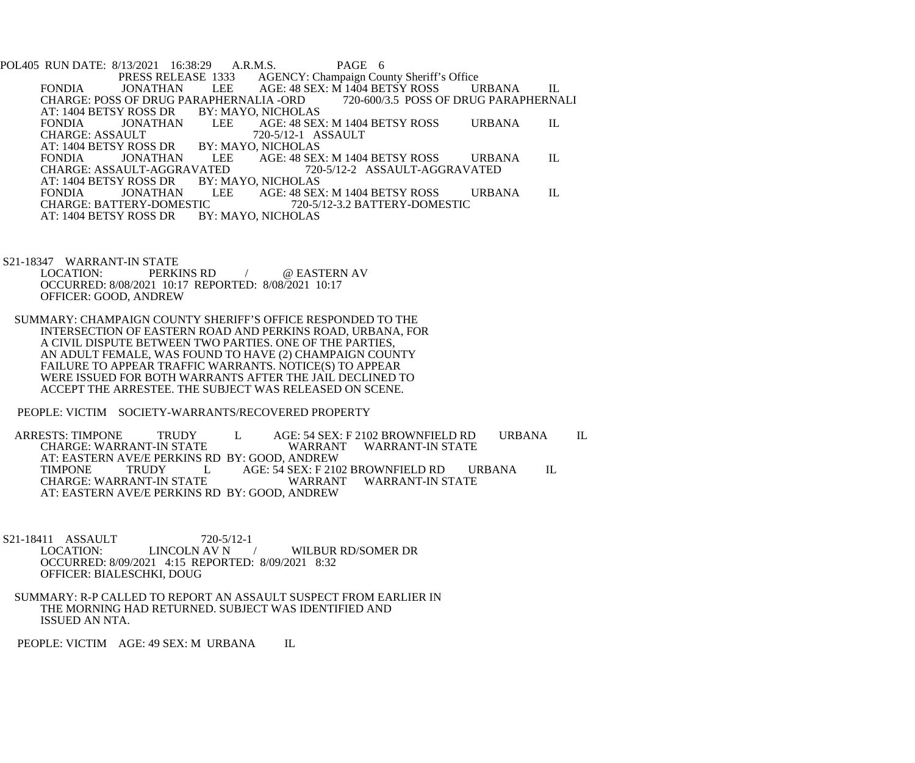POL405 RUN DATE: 8/13/2021 16:38:29 A.R.M.S. PAGE 6
PRESS RELEASE 1333 AGENCY: Champaign County Sheriff's Office

FONDIA JONATHAN LEE AGE: 48 SEX: M 1404 BETSY ROSS URBANA IL
CHARGE: POSS OF DRUG PARAPHERNALIA -ORD 720-600/3.5 POSS OF DRUG PARAPHERNALI
AT: 1404 BETSY ROSS DR BY: MAYO, NICHOLAS

FONDIA JONATHAN LEE AGE: 48 SEX: M 1404 BETSY ROSS URBANA IL
CHARGE: ASSAULT 720-5/12-1 ASSAULT
AT: 1404 BETSY ROSS DR BY: MAYO, NICHOLAS

FONDIA JONATHAN LEE AGE: 48 SEX: M 1404 BETSY ROSS URBANA IL
CHARGE: ASSAULT-AGGRAVATED 720-5/12-2 ASSAULT-AGGRAVATED
AT: 1404 BETSY ROSS DR BY: MAYO, NICHOLAS

FONDIA JONATHAN LEE AGE: 48 SEX: M 1404 BETSY ROSS URBANA IL
CHARGE: BATTERY-DOMESTIC 720-5/12-3.2 BATTERY-DOMESTIC
AT: 1404 BETSY ROSS DR BY: MAYO, NICHOLAS

S21-18347 WARRANT-IN STATE
LOCATION: PERKINS RD / @ EASTERN AV
OCCURRED: 8/08/2021 10:17 REPORTED: 8/08/2021 10:17
OFFICER: GOOD, ANDREW

SUMMARY: CHAMPAIGN COUNTY SHERIFF'S OFFICE RESPONDED TO THE INTERSECTION OF EASTERN ROAD AND PERKINS ROAD, URBANA, FOR A CIVIL DISPUTE BETWEEN TWO PARTIES. ONE OF THE PARTIES, AN ADULT FEMALE, WAS FOUND TO HAVE (2) CHAMPAIGN COUNTY FAILURE TO APPEAR TRAFFIC WARRANTS. NOTICE(S) TO APPEAR WERE ISSUED FOR BOTH WARRANTS AFTER THE JAIL DECLINED TO ACCEPT THE ARRESTEE. THE SUBJECT WAS RELEASED ON SCENE.

PEOPLE: VICTIM SOCIETY-WARRANTS/RECOVERED PROPERTY

ARRESTS: TIMPONE TRUDY L AGE: 54 SEX: F 2102 BROWNFIELD RD URBANA IL
CHARGE: WARRANT-IN STATE WARRANT WARRANT-IN STATE
AT: EASTERN AVE/E PERKINS RD BY: GOOD, ANDREW

TIMPONE TRUDY L AGE: 54 SEX: F 2102 BROWNFIELD RD URBANA IL
CHARGE: WARRANT-IN STATE WARRANT WARRANT-IN STATE
AT: EASTERN AVE/E PERKINS RD BY: GOOD, ANDREW

S21-18411 ASSAULT 720-5/12-1
LOCATION: LINCOLN AV N / WILBUR RD/SOMER DR
OCCURRED: 8/09/2021 4:15 REPORTED: 8/09/2021 8:32
OFFICER: BIALESCHKI, DOUG

SUMMARY: R-P CALLED TO REPORT AN ASSAULT SUSPECT FROM EARLIER IN THE MORNING HAD RETURNED. SUBJECT WAS IDENTIFIED AND ISSUED AN NTA.

PEOPLE: VICTIM AGE: 49 SEX: M URBANA IL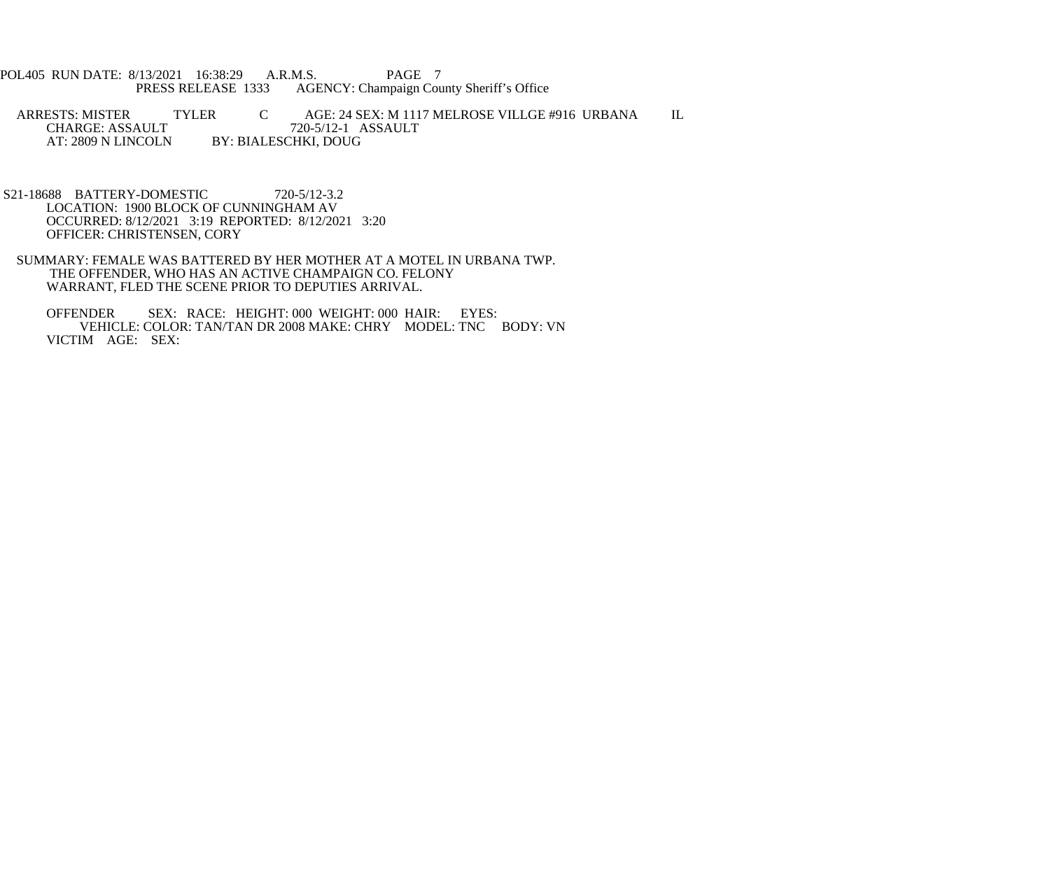POL405 RUN DATE: 8/13/2021 16:38:29 A.R.M.S. PAGE 7
PRESS RELEASE 1333 AGENCY: Champaign County Sheriff's Office

ARRESTS: MISTER TYLER C AGE: 24 SEX: M 1117 MELROSE VILLGE #916 URBANA IL
CHARGE: ASSAULT 720-5/12-1 ASSAULT
AT: 2809 N LINCOLN BY: BIALESCHKI, DOUG

S21-18688 BATTERY-DOMESTIC 720-5/12-3.2
LOCATION: 1900 BLOCK OF CUNNINGHAM AV
OCCURRED: 8/12/2021 3:19 REPORTED: 8/12/2021 3:20
OFFICER: CHRISTENSEN, CORY

SUMMARY: FEMALE WAS BATTERED BY HER MOTHER AT A MOTEL IN URBANA TWP.
THE OFFENDER, WHO HAS AN ACTIVE CHAMPAIGN CO. FELONY
WARRANT, FLED THE SCENE PRIOR TO DEPUTIES ARRIVAL.

OFFENDER SEX: RACE: HEIGHT: 000 WEIGHT: 000 HAIR: EYES:
VEHICLE: COLOR: TAN/TAN DR 2008 MAKE: CHRY MODEL: TNC BODY: VN
VICTIM AGE: SEX: